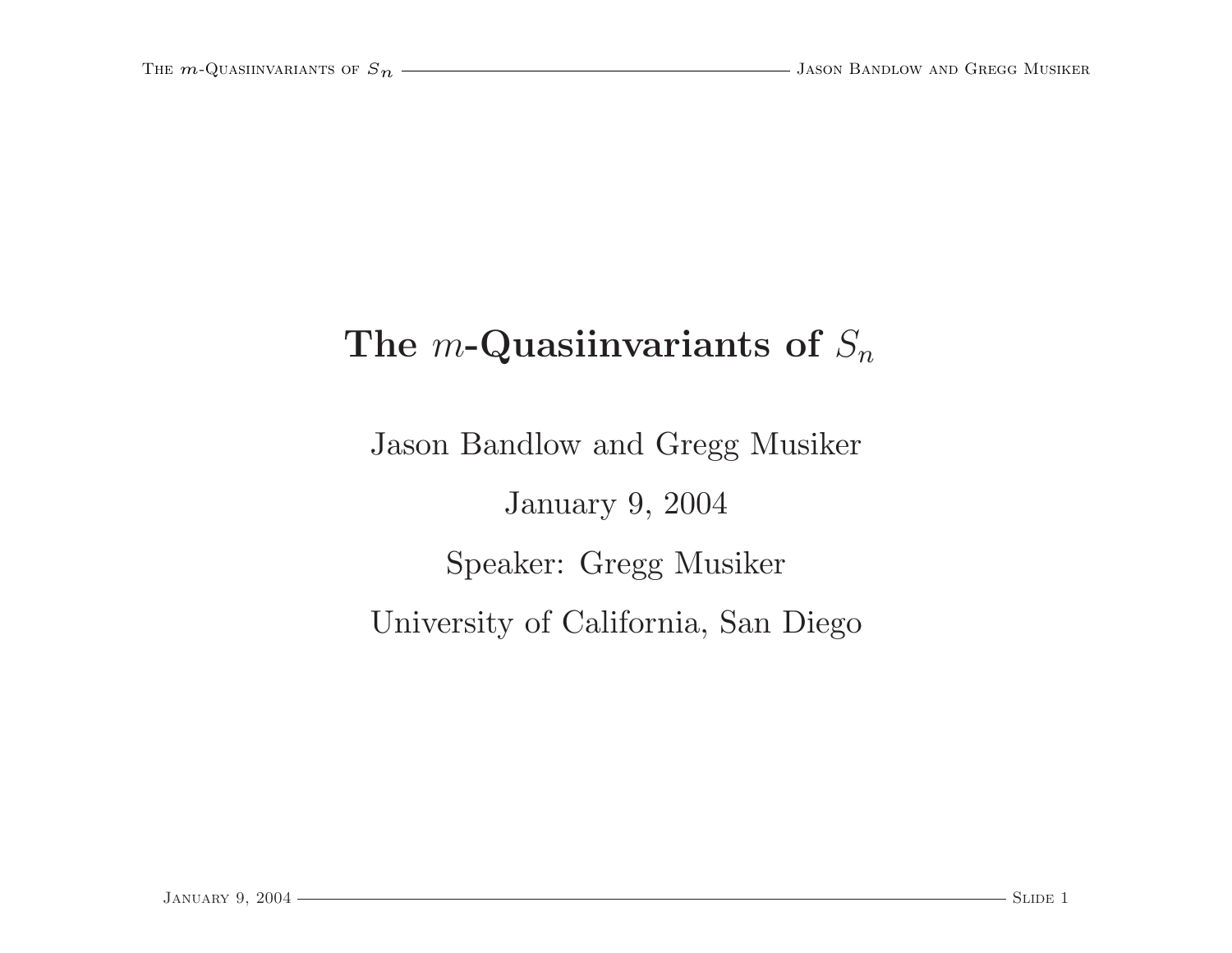# The $m$-Quasiinvariants of $S_n$

Jason Bandlow and Gregg Musiker

January 9, 2004

Speaker: Gregg Musiker

University of California, San Diego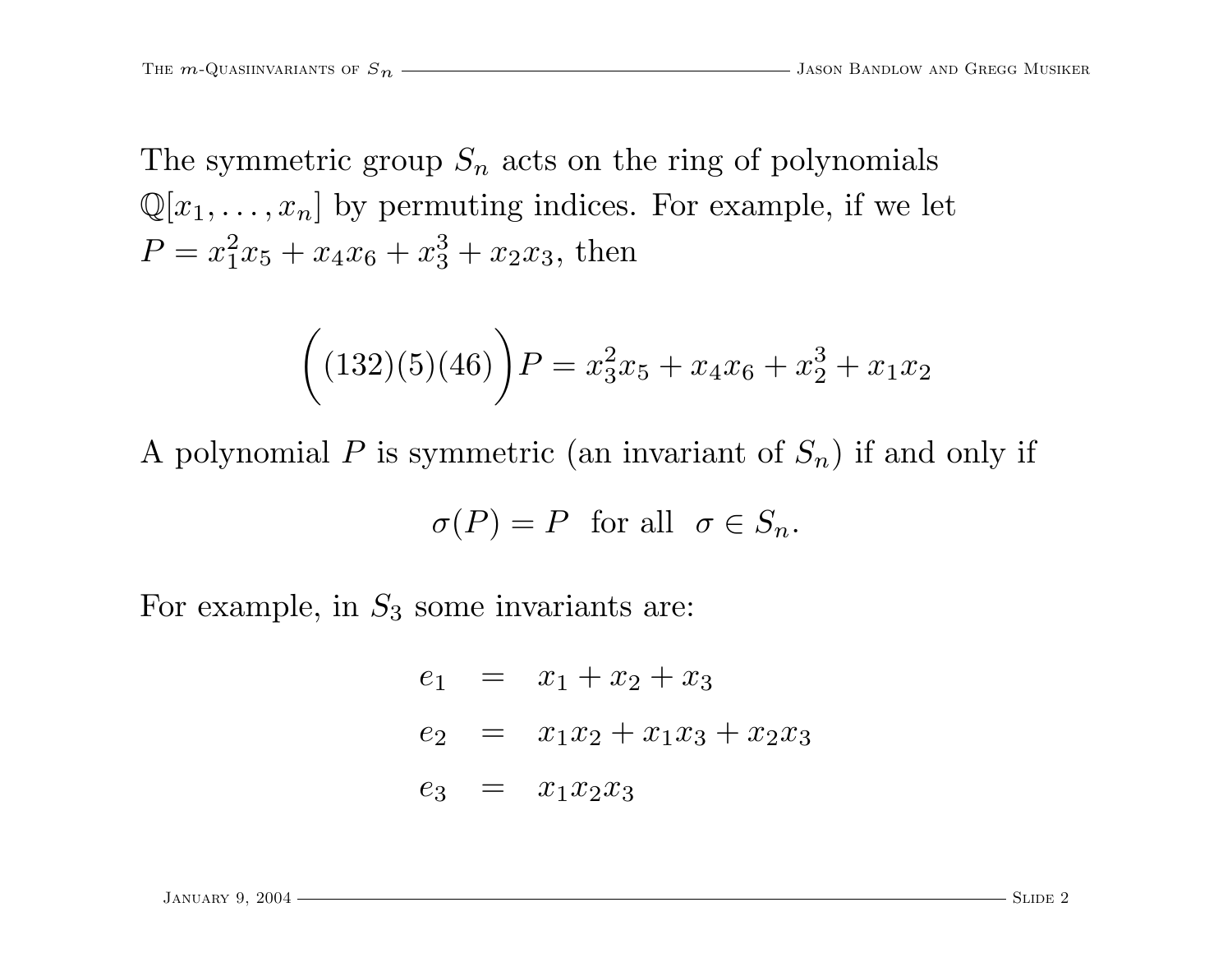The symmetric group $S_n$ acts on the ring of polynomials $\mathbb{Q}[x_1, \ldots, x_n]$ by permuting indices. For example, if we let $P = x_1^2 x_5 + x_4 x_6 + x_3^3 + x_2 x_3$, then

$$\Big((132)(5)(46)\Big)P = x_3^2 x_5 + x_4 x_6 + x_2^3 + x_1 x_2$$

A polynomial $P$ is symmetric (an invariant of $S_n$) if and only if

$$\sigma(P) = P \quad \text{for all} \quad \sigma \in S_n.$$

For example, in $S_3$ some invariants are:

$$\begin{aligned} e_1 &= x_1 + x_2 + x_3 \\ e_2 &= x_1 x_2 + x_1 x_3 + x_2 x_3 \\ e_3 &= x_1 x_2 x_3 \end{aligned}$$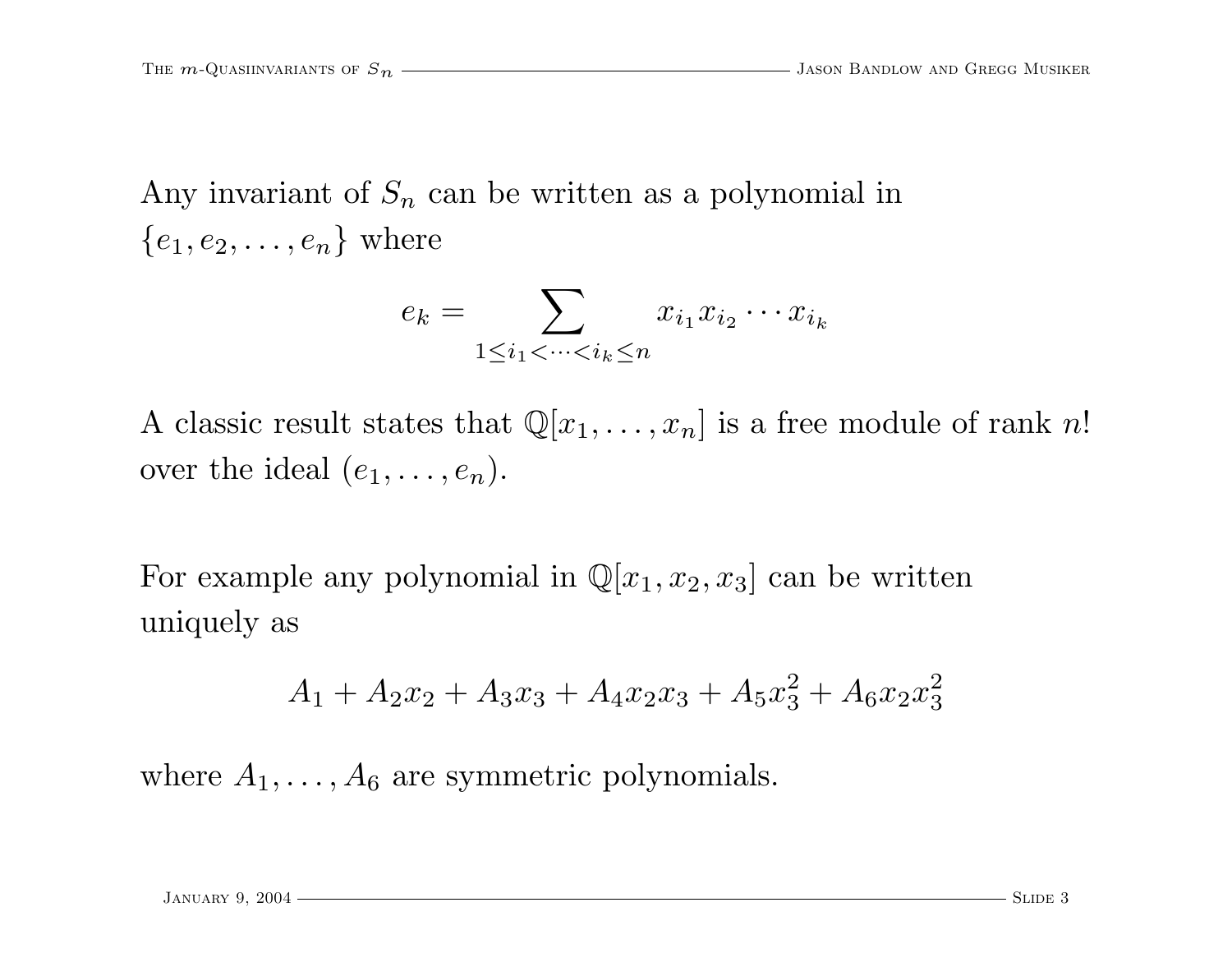Any invariant of $S_n$ can be written as a polynomial in $\{e_1, e_2, \ldots, e_n\}$ where

$$e_k = \sum_{1 \leq i_1 < \cdots < i_k \leq n} x_{i_1} x_{i_2} \cdots x_{i_k}$$

A classic result states that $\mathbb{Q}[x_1, \ldots, x_n]$ is a free module of rank $n!$ over the ideal $(e_1, \ldots, e_n)$.

For example any polynomial in $\mathbb{Q}[x_1, x_2, x_3]$ can be written uniquely as

$$A_1 + A_2 x_2 + A_3 x_3 + A_4 x_2 x_3 + A_5 x_3^2 + A_6 x_2 x_3^2$$

where $A_1, \ldots, A_6$ are symmetric polynomials.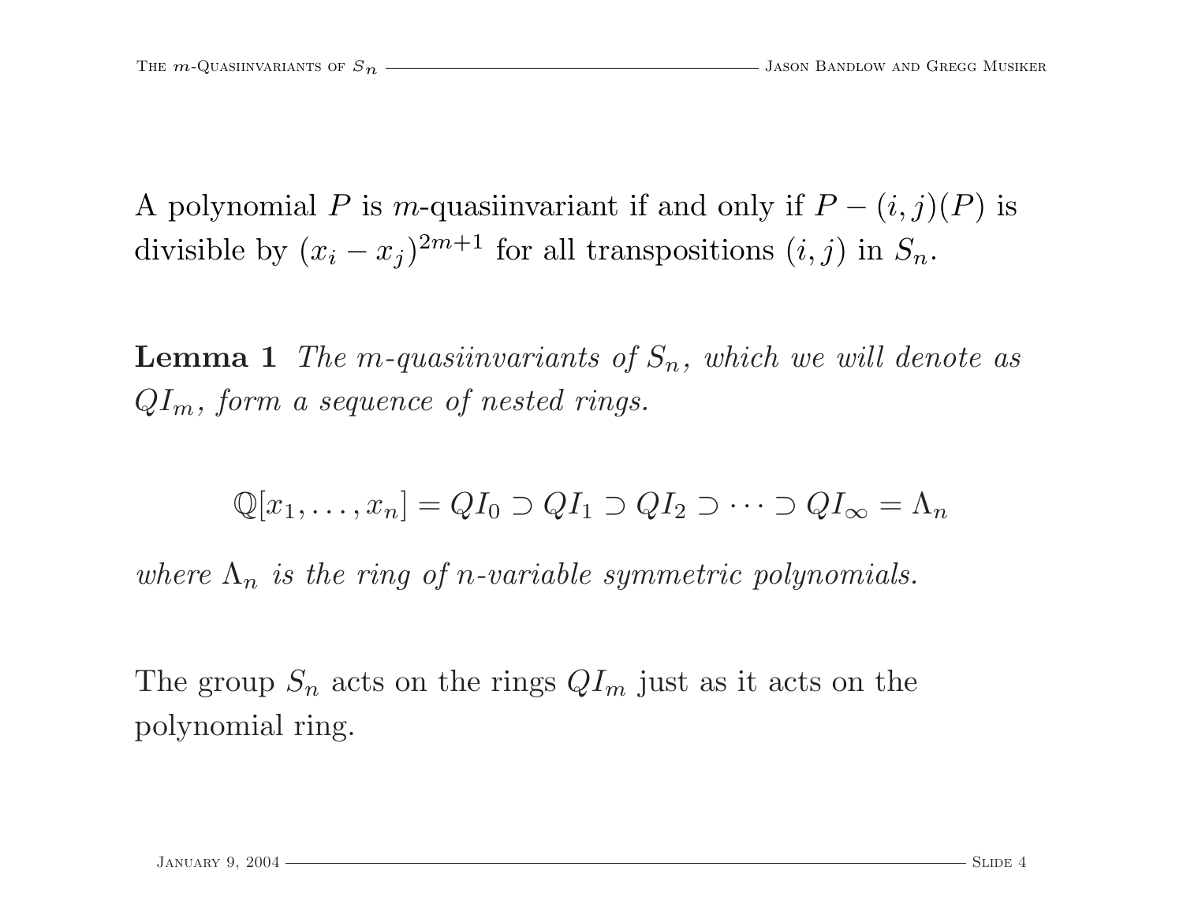A polynomial $P$ is $m$-quasiinvariant if and only if $P - (i, j)(P)$ is divisible by $(x_i - x_j)^{2m+1}$ for all transpositions $(i, j)$ in $S_n$.

**Lemma 1** *The $m$-quasiinvariants of $S_n$, which we will denote as $QI_m$, form a sequence of nested rings.*

$$\mathbb{Q}[x_1, \ldots, x_n] = QI_0 \supset QI_1 \supset QI_2 \supset \cdots \supset QI_\infty = \Lambda_n$$

*where $\Lambda_n$ is the ring of $n$-variable symmetric polynomials.*

The group $S_n$ acts on the rings $QI_m$ just as it acts on the polynomial ring.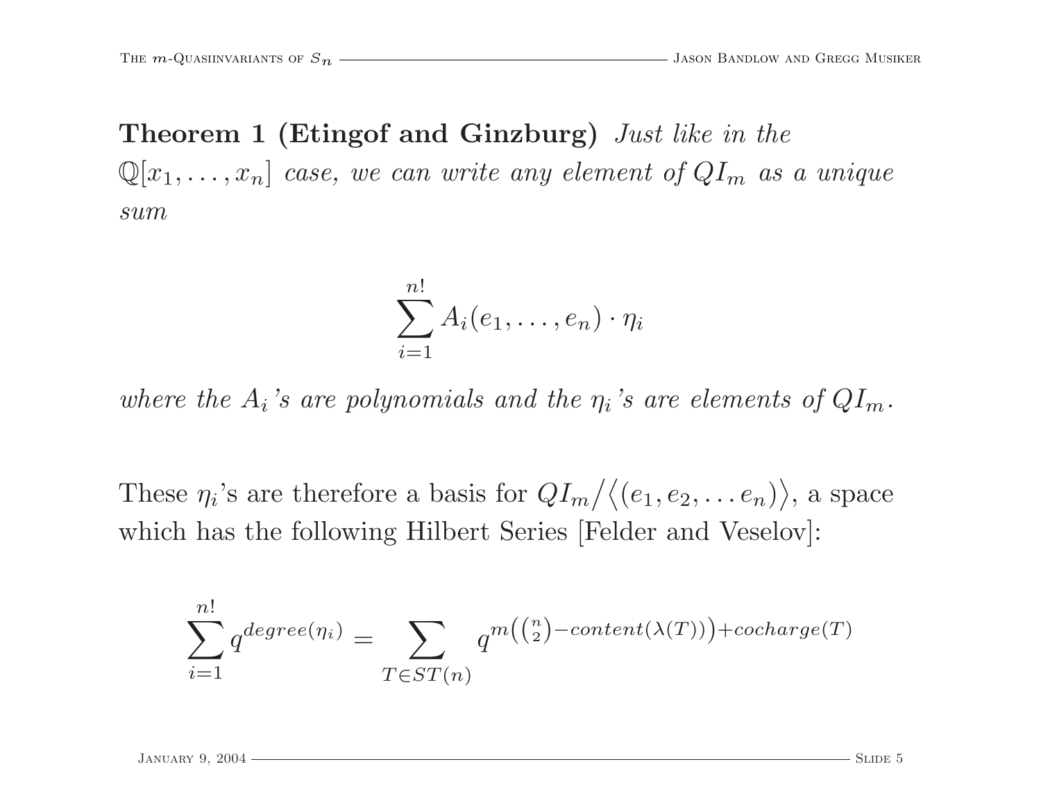**Theorem 1 (Etingof and Ginzburg)** *Just like in the* $\mathbb{Q}[x_1, \ldots, x_n]$ *case, we can write any element of* $QI_m$ *as a unique sum*

$$\sum_{i=1}^{n!} A_i(e_1, \ldots, e_n) \cdot \eta_i$$

*where the* $A_i$*'s are polynomials and the* $\eta_i$*'s are elements of* $QI_m$.

These $\eta_i$'s are therefore a basis for $QI_m / \langle (e_1, e_2, \ldots e_n) \rangle$, a space which has the following Hilbert Series [Felder and Veselov]:

$$\sum_{i=1}^{n!} q^{degree(\eta_i)} = \sum_{T \in ST(n)} q^{m\left(\binom{n}{2} - content(\lambda(T))\right) + cocharge(T)}$$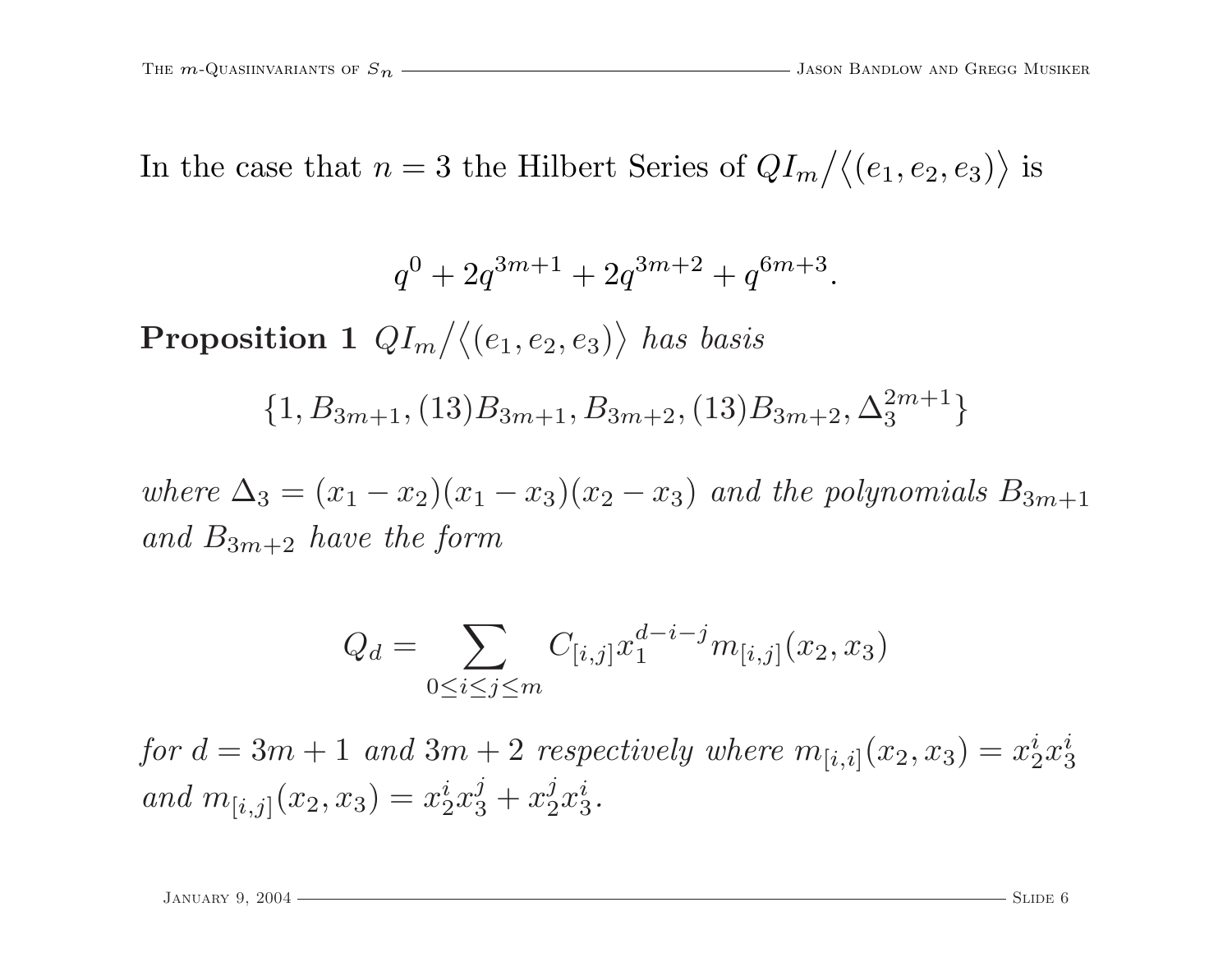In the case that $n = 3$ the Hilbert Series of $QI_m / \langle (e_1, e_2, e_3) \rangle$ is

$$q^0 + 2q^{3m+1} + 2q^{3m+2} + q^{6m+3}.$$

**Proposition 1** *$QI_m / \langle (e_1, e_2, e_3) \rangle$ has basis*

$$\{1, B_{3m+1}, (13)B_{3m+1}, B_{3m+2}, (13)B_{3m+2}, \Delta_3^{2m+1}\}$$

*where $\Delta_3 = (x_1 - x_2)(x_1 - x_3)(x_2 - x_3)$ and the polynomials $B_{3m+1}$ and $B_{3m+2}$ have the form*

$$Q_d = \sum_{0 \le i \le j \le m} C_{[i,j]} x_1^{d-i-j} m_{[i,j]}(x_2, x_3)$$

*for $d = 3m + 1$ and $3m + 2$ respectively where $m_{[i,i]}(x_2, x_3) = x_2^i x_3^i$ and $m_{[i,j]}(x_2, x_3) = x_2^i x_3^j + x_2^j x_3^i$.*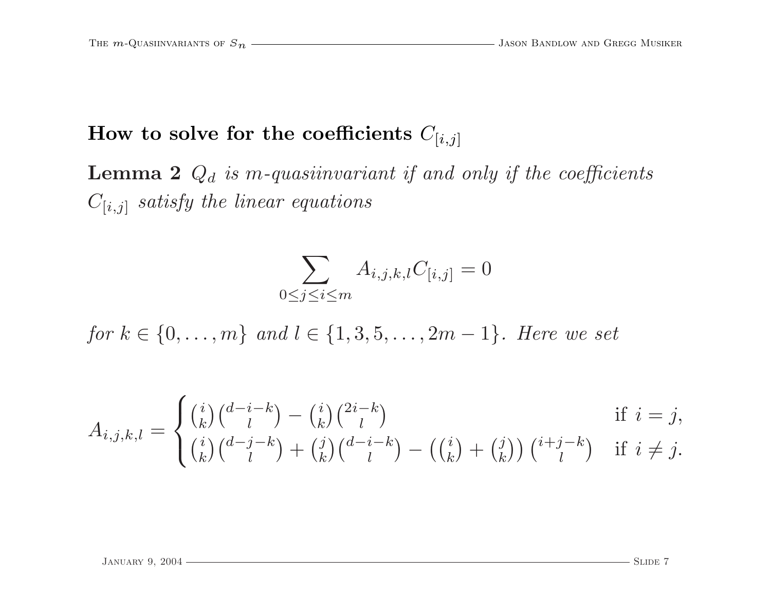## How to solve for the coefficients $C_{[i,j]}$

**Lemma 2** *$Q_d$ is $m$-quasiinvariant if and only if the coefficients $C_{[i,j]}$ satisfy the linear equations*

$$\sum_{0 \leq j \leq i \leq m} A_{i,j,k,l} C_{[i,j]} = 0$$

*for $k \in \{0, \dots, m\}$ and $l \in \{1, 3, 5, \dots, 2m-1\}$. Here we set*

$$A_{i,j,k,l} = \begin{cases} \binom{i}{k}\binom{d-i-k}{l} - \binom{i}{k}\binom{2i-k}{l} & \text{if } i = j, \\ \binom{i}{k}\binom{d-j-k}{l} + \binom{j}{k}\binom{d-i-k}{l} - \left(\binom{i}{k} + \binom{j}{k}\right)\binom{i+j-k}{l} & \text{if } i \neq j. \end{cases}$$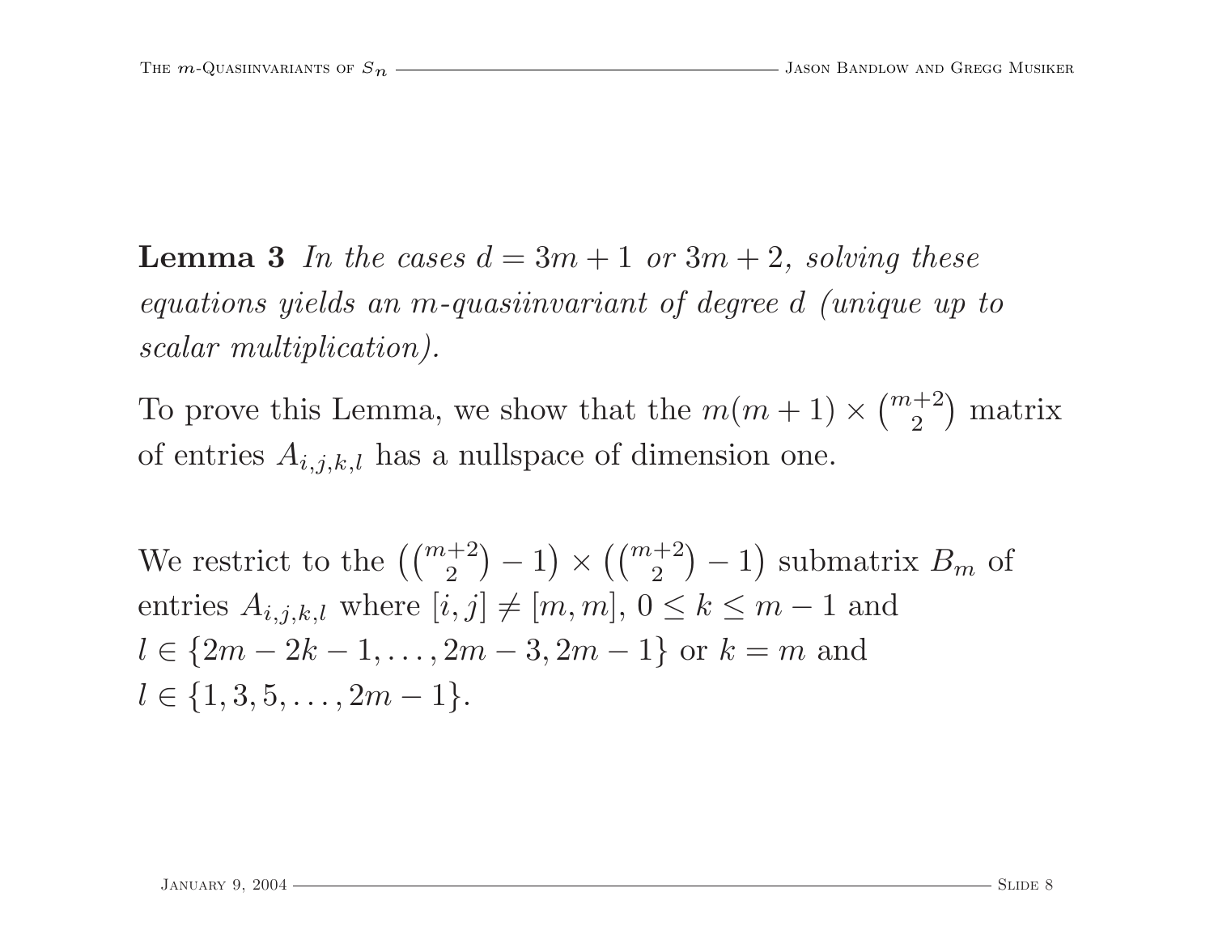**Lemma 3** *In the cases $d = 3m+1$ or $3m+2$, solving these equations yields an $m$-quasiinvariant of degree $d$ (unique up to scalar multiplication).*

To prove this Lemma, we show that the $m(m+1) \times \binom{m+2}{2}$ matrix of entries $A_{i,j,k,l}$ has a nullspace of dimension one.

We restrict to the $\left(\binom{m+2}{2} - 1\right) \times \left(\binom{m+2}{2} - 1\right)$ submatrix $B_m$ of entries $A_{i,j,k,l}$ where $[i,j] \neq [m,m]$, $0 \leq k \leq m-1$ and $l \in \{2m-2k-1, \ldots, 2m-3, 2m-1\}$ or $k = m$ and $l \in \{1, 3, 5, \ldots, 2m-1\}$.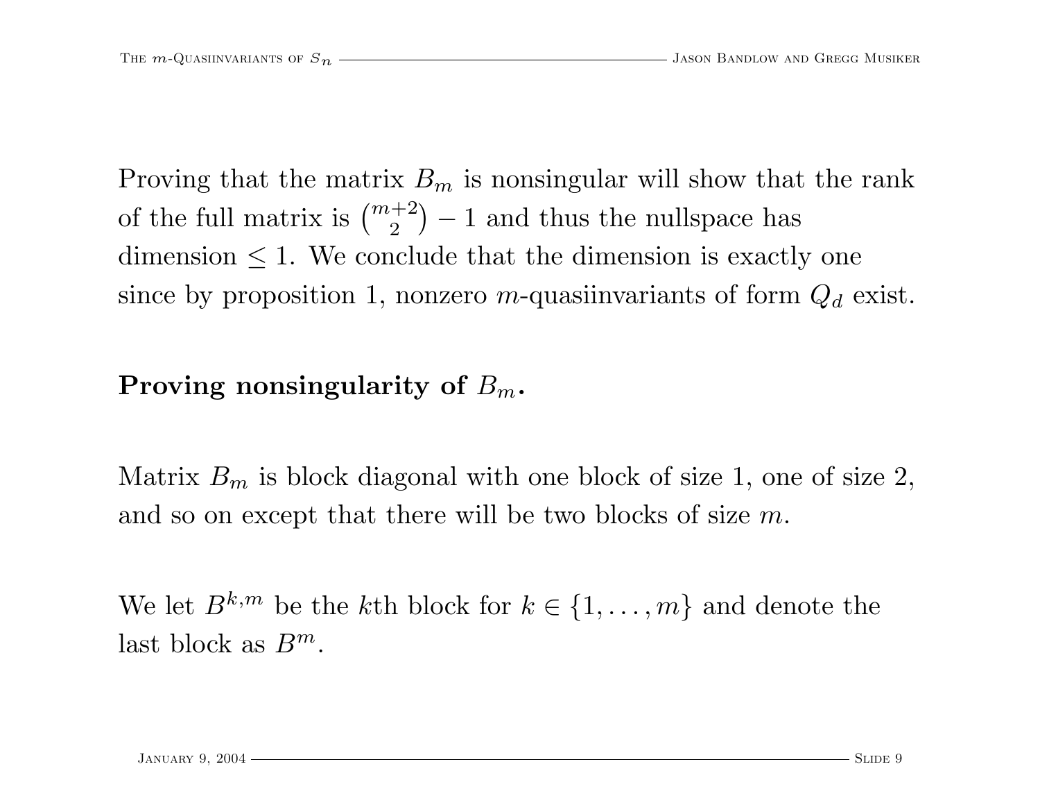Proving that the matrix $B_m$ is nonsingular will show that the rank of the full matrix is $\binom{m+2}{2} - 1$ and thus the nullspace has dimension $\leq 1$. We conclude that the dimension is exactly one since by proposition 1, nonzero $m$-quasiinvariants of form $Q_d$ exist.

**Proving nonsingularity of $B_m$.**

Matrix $B_m$ is block diagonal with one block of size 1, one of size 2, and so on except that there will be two blocks of size $m$.

We let $B^{k,m}$ be the $k$th block for $k \in \{1, \dots, m\}$ and denote the last block as $B^m$.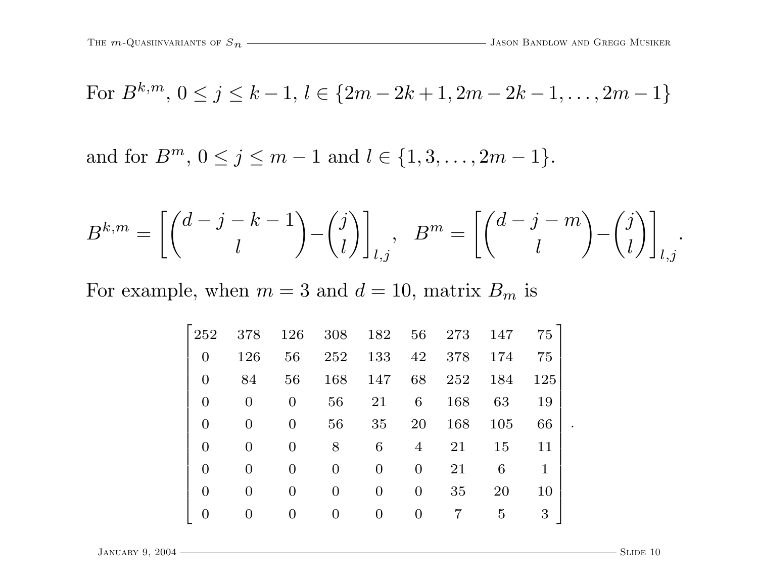For $B^{k,m}$, $0 \leq j \leq k-1$, $l \in \{2m-2k+1, 2m-2k-1, \ldots, 2m-1\}$

and for $B^m$, $0 \leq j \leq m-1$ and $l \in \{1, 3, \ldots, 2m-1\}$.

$$B^{k,m} = \left[ \binom{d-j-k-1}{l} - \binom{j}{l} \right]_{l,j}, \quad B^m = \left[ \binom{d-j-m}{l} - \binom{j}{l} \right]_{l,j}.$$

For example, when $m = 3$ and $d = 10$, matrix $B_m$ is

$$\begin{bmatrix} 252 & 378 & 126 & 308 & 182 & 56 & 273 & 147 & 75 \\ 0 & 126 & 56 & 252 & 133 & 42 & 378 & 174 & 75 \\ 0 & 84 & 56 & 168 & 147 & 68 & 252 & 184 & 125 \\ 0 & 0 & 0 & 56 & 21 & 6 & 168 & 63 & 19 \\ 0 & 0 & 0 & 56 & 35 & 20 & 168 & 105 & 66 \\ 0 & 0 & 0 & 8 & 6 & 4 & 21 & 15 & 11 \\ 0 & 0 & 0 & 0 & 0 & 0 & 21 & 6 & 1 \\ 0 & 0 & 0 & 0 & 0 & 0 & 35 & 20 & 10 \\ 0 & 0 & 0 & 0 & 0 & 0 & 7 & 5 & 3 \end{bmatrix}.$$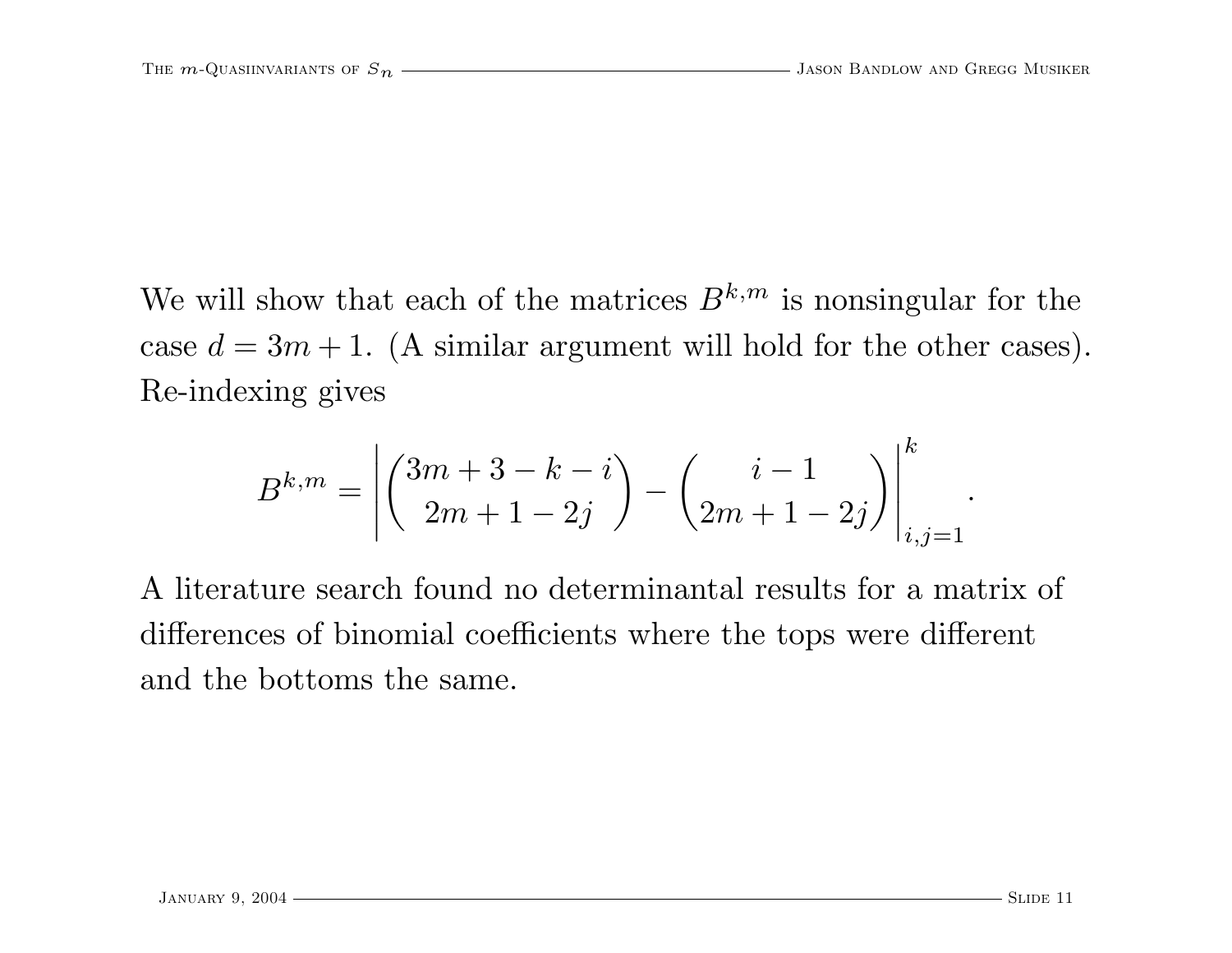We will show that each of the matrices $B^{k,m}$ is nonsingular for the case $d = 3m + 1$. (A similar argument will hold for the other cases). Re-indexing gives

$$B^{k,m} = \left| \binom{3m+3-k-i}{2m+1-2j} - \binom{i-1}{2m+1-2j} \right|_{i,j=1}^{k}.$$

A literature search found no determinantal results for a matrix of differences of binomial coefficients where the tops were different and the bottoms the same.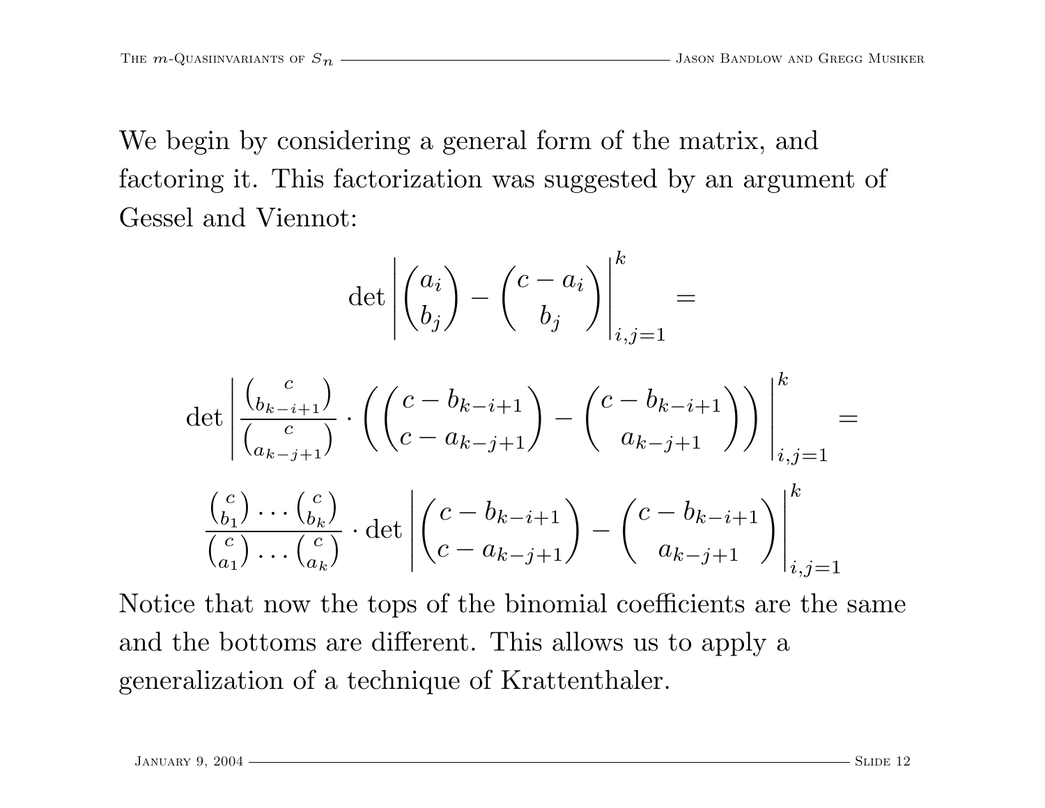We begin by considering a general form of the matrix, and factoring it. This factorization was suggested by an argument of Gessel and Viennot:

$$
\det \left| \binom{a_i}{b_j} - \binom{c - a_i}{b_j} \right|_{i,j=1}^{k} =
$$

$$
\det \left| \frac{\binom{c}{b_{k-i+1}}}{\binom{c}{a_{k-j+1}}} \cdot \left( \binom{c - b_{k-i+1}}{c - a_{k-j+1}} - \binom{c - b_{k-i+1}}{a_{k-j+1}} \right) \right|_{i,j=1}^{k} =
$$

$$
\frac{\binom{c}{b_1} \cdots \binom{c}{b_k}}{\binom{c}{a_1} \cdots \binom{c}{a_k}} \cdot \det \left| \binom{c - b_{k-i+1}}{c - a_{k-j+1}} - \binom{c - b_{k-i+1}}{a_{k-j+1}} \right|_{i,j=1}^{k}
$$

Notice that now the tops of the binomial coefficients are the same and the bottoms are different. This allows us to apply a generalization of a technique of Krattenthaler.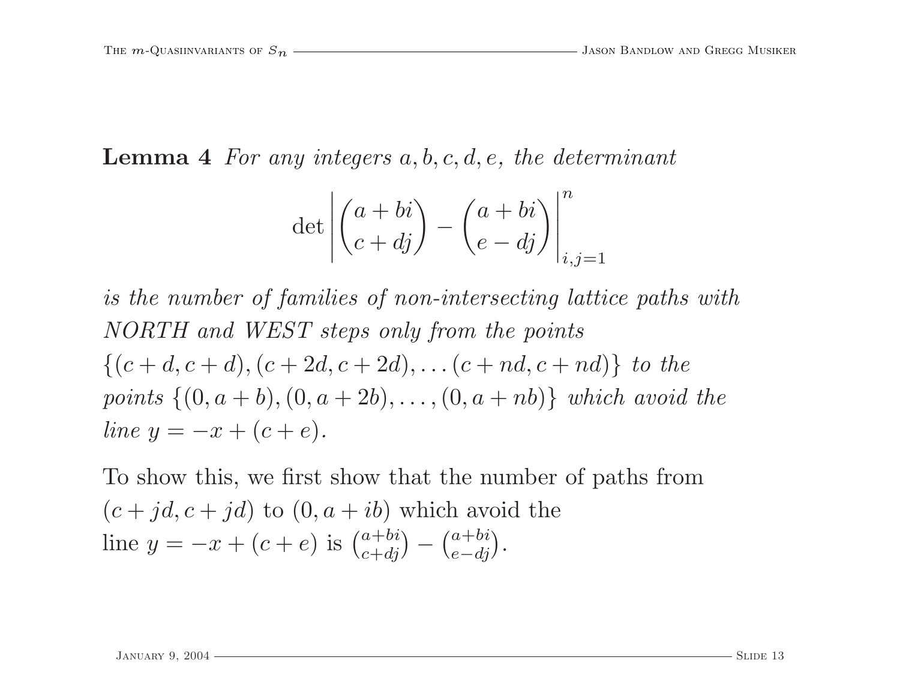**Lemma 4** *For any integers $a, b, c, d, e$, the determinant*

$$\det \left| \binom{a+bi}{c+dj} - \binom{a+bi}{e-dj} \right|_{i,j=1}^{n}$$

*is the number of families of non-intersecting lattice paths with NORTH and WEST steps only from the points $\{(c+d, c+d), (c+2d, c+2d), \ldots (c+nd, c+nd)\}$ to the points $\{(0, a+b), (0, a+2b), \ldots, (0, a+nb)\}$ which avoid the line $y = -x + (c+e)$.*

To show this, we first show that the number of paths from $(c+jd, c+jd)$ to $(0, a+ib)$ which avoid the line $y = -x + (c+e)$ is $\binom{a+bi}{c+dj} - \binom{a+bi}{e-dj}$.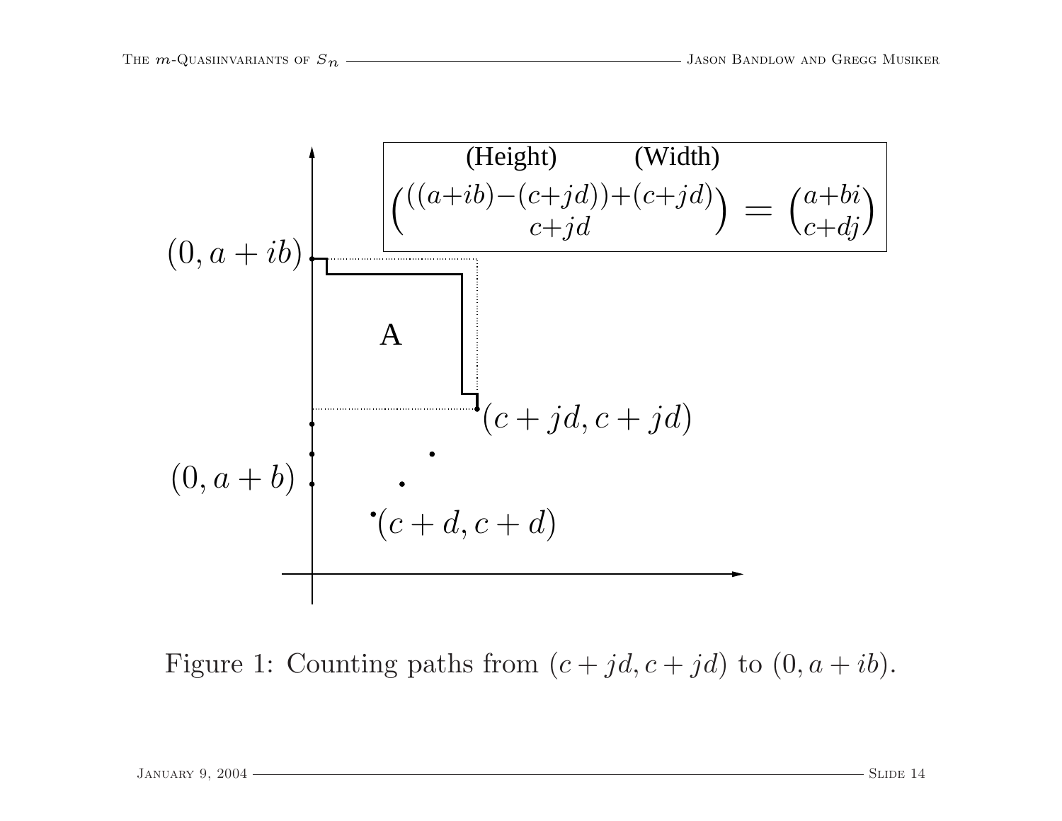(Height) (Width)

$$\binom{((a+ib)-(c+jd))+(c+jd)}{c+jd} = \binom{a+bi}{c+dj}$$

$(0, a+ib)$

A

$(c+jd, c+jd)$

$(0, a+b)$

$(c+d, c+d)$

Figure 1: Counting paths from $(c+jd, c+jd)$ to $(0, a+ib)$.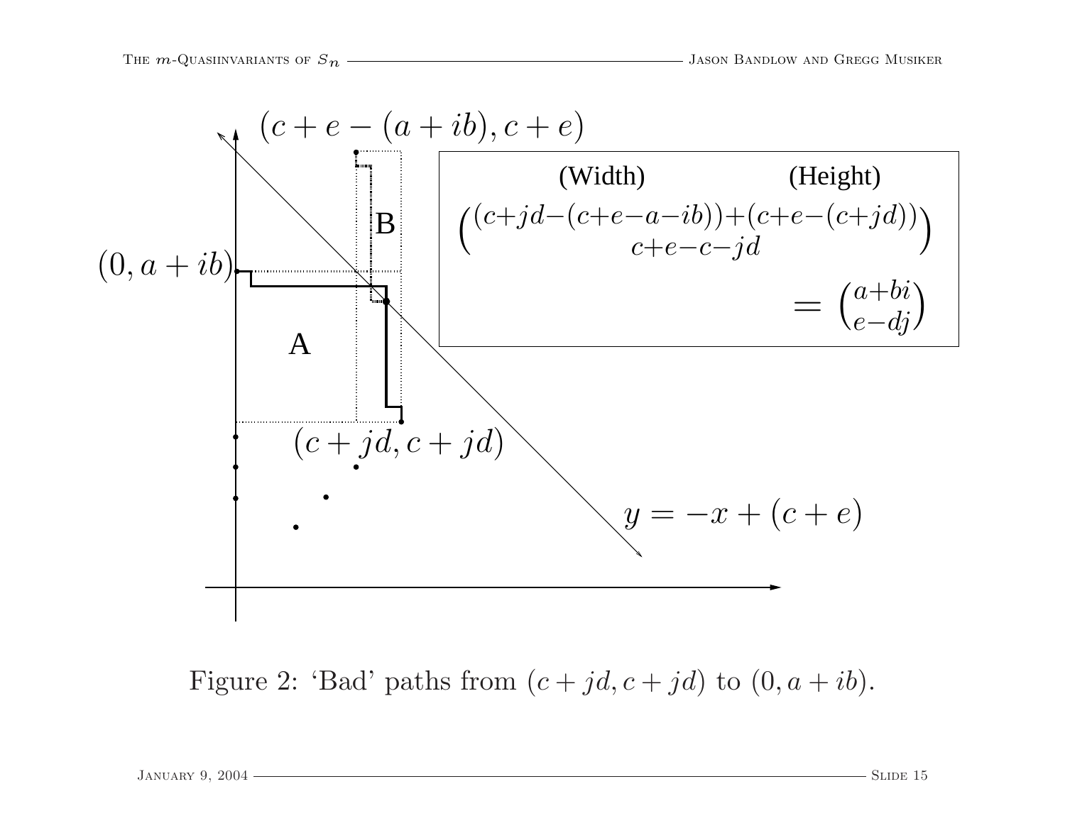$(c+e-(a+ib), c+e)$

(Width) (Height)

$$\binom{(c+jd-(c+e-a-ib))+(c+e-(c+jd))}{c+e-c-jd}$$

$$= \binom{a+bi}{e-dj}$$

B

$(0, a+ib)$

A

$(c+jd, c+jd)$

$y = -x + (c+e)$

Figure 2: 'Bad' paths from $(c+jd, c+jd)$ to $(0, a+ib)$.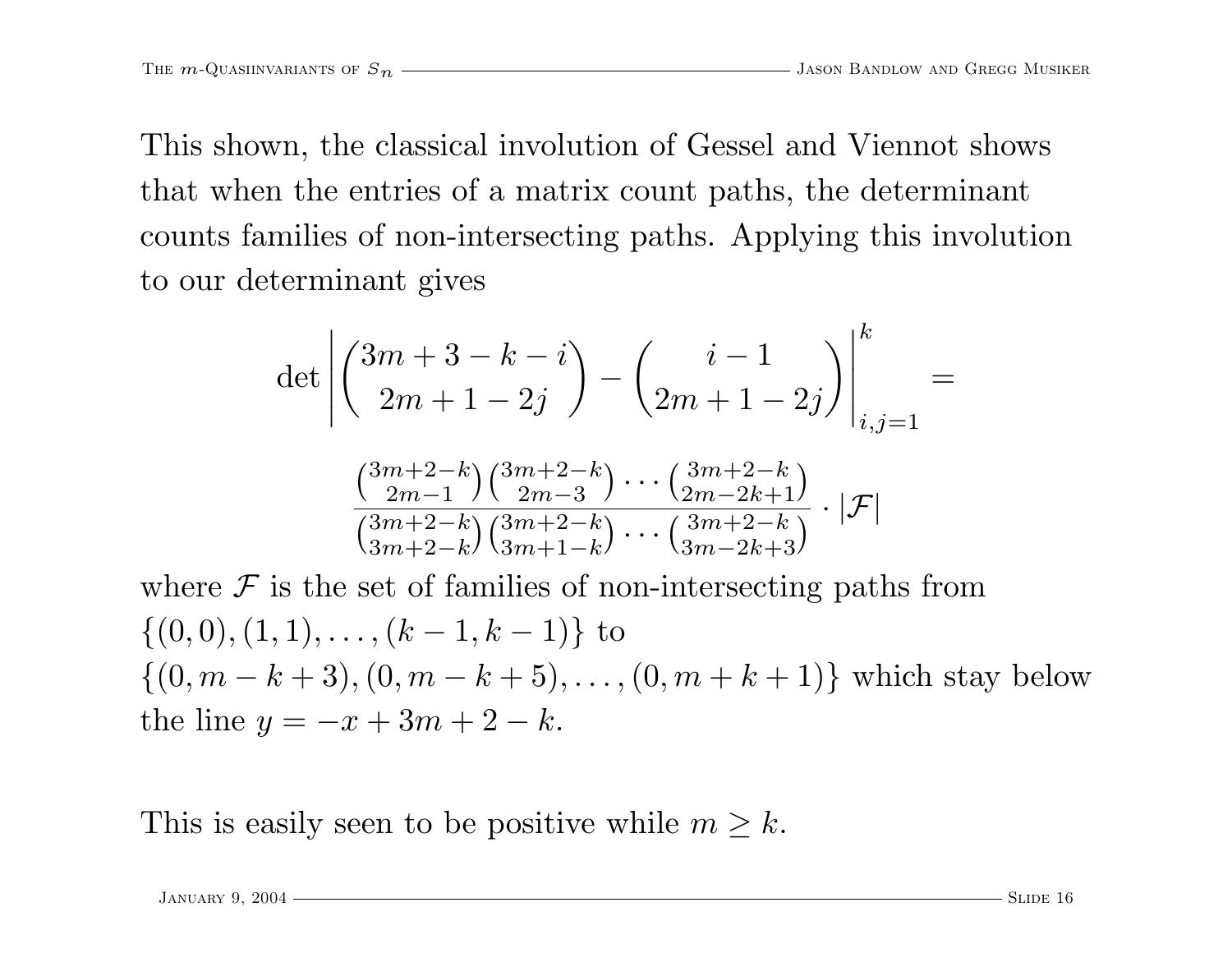This shown, the classical involution of Gessel and Viennot shows that when the entries of a matrix count paths, the determinant counts families of non-intersecting paths. Applying this involution to our determinant gives

$$\det\left|\binom{3m+3-k-i}{2m+1-2j} - \binom{i-1}{2m+1-2j}\right|_{i,j=1}^{k} =$$

$$\frac{\binom{3m+2-k}{2m-1}\binom{3m+2-k}{2m-3}\cdots\binom{3m+2-k}{2m-2k+1}}{\binom{3m+2-k}{3m+2-k}\binom{3m+2-k}{3m+1-k}\cdots\binom{3m+2-k}{3m-2k+3}} \cdot |\mathcal{F}|$$

where $\mathcal{F}$ is the set of families of non-intersecting paths from $\{(0,0),(1,1),\ldots,(k-1,k-1)\}$ to $\{(0,m-k+3),(0,m-k+5),\ldots,(0,m+k+1)\}$ which stay below the line $y=-x+3m+2-k$.

This is easily seen to be positive while $m \geq k$.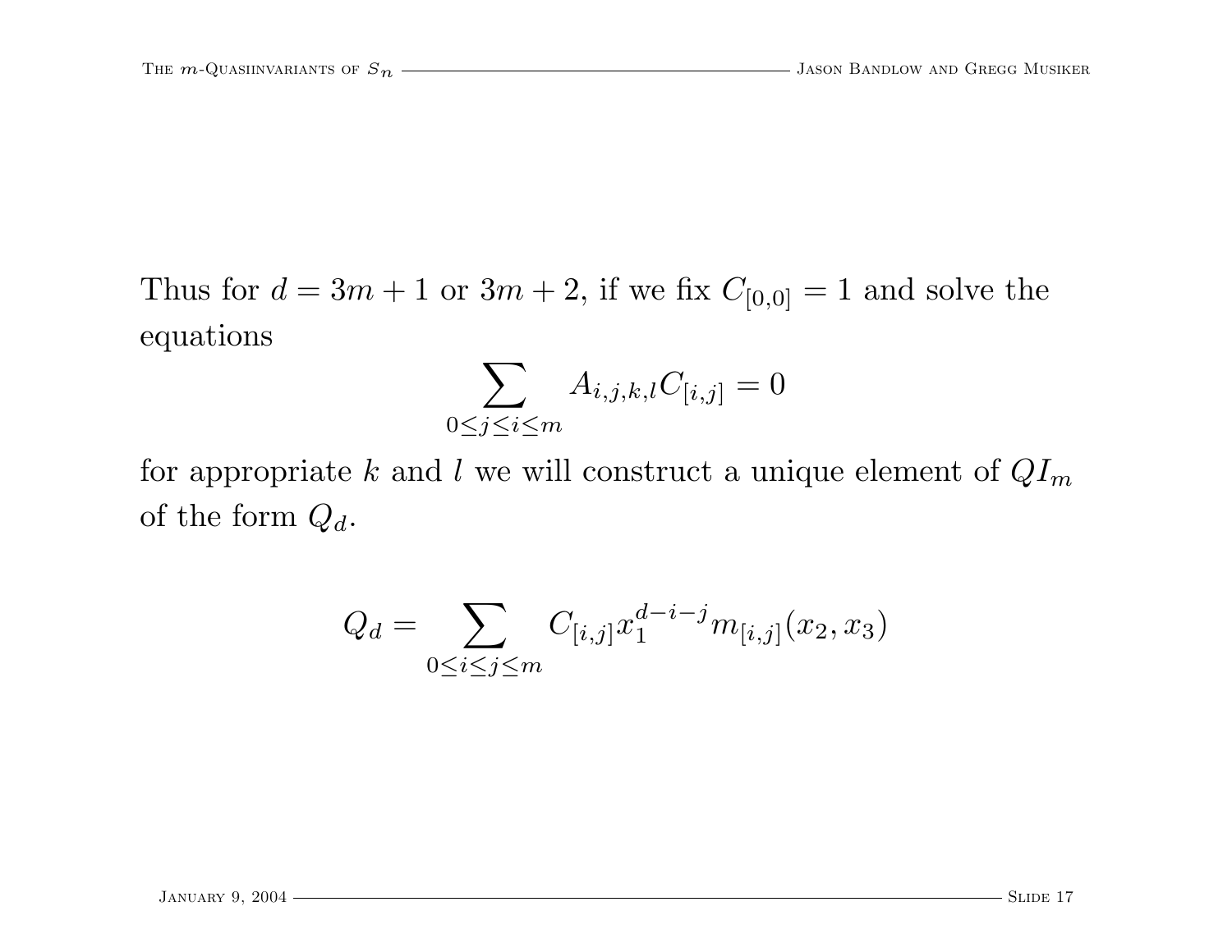Thus for $d = 3m + 1$ or $3m + 2$, if we fix $C_{[0,0]} = 1$ and solve the equations

$$\sum_{0 \leq j \leq i \leq m} A_{i,j,k,l} C_{[i,j]} = 0$$

for appropriate $k$ and $l$ we will construct a unique element of $QI_m$ of the form $Q_d$.

$$Q_d = \sum_{0 \leq i \leq j \leq m} C_{[i,j]} x_1^{d-i-j} m_{[i,j]}(x_2, x_3)$$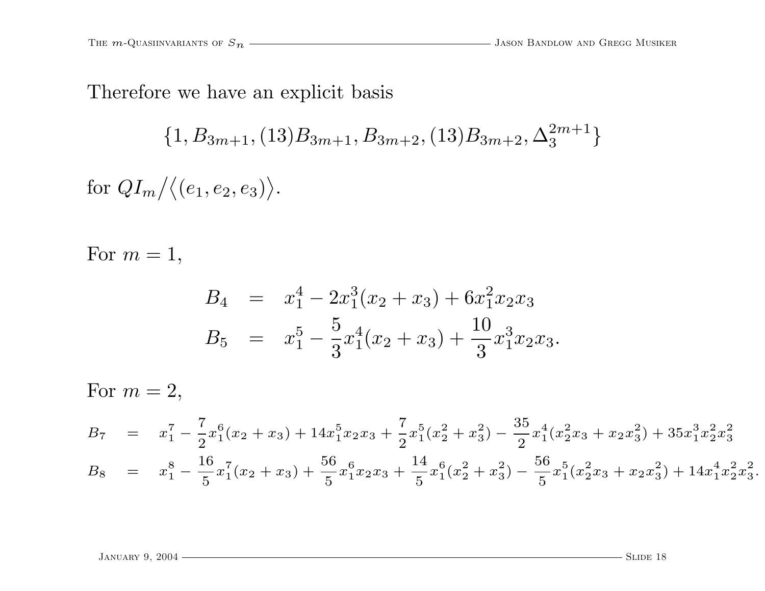Therefore we have an explicit basis

$$\{1, B_{3m+1}, (13)B_{3m+1}, B_{3m+2}, (13)B_{3m+2}, \Delta_3^{2m+1}\}$$

for $QI_m/\langle(e_1, e_2, e_3)\rangle$.

For $m = 1$,

$$\begin{aligned} B_4 &= x_1^4 - 2x_1^3(x_2 + x_3) + 6x_1^2 x_2 x_3 \\ B_5 &= x_1^5 - \frac{5}{3}x_1^4(x_2 + x_3) + \frac{10}{3}x_1^3 x_2 x_3. \end{aligned}$$

For $m = 2$,

$$\begin{aligned} B_7 &= x_1^7 - \frac{7}{2}x_1^6(x_2 + x_3) + 14x_1^5 x_2 x_3 + \frac{7}{2}x_1^5(x_2^2 + x_3^2) - \frac{35}{2}x_1^4(x_2^2 x_3 + x_2 x_3^2) + 35x_1^3 x_2^2 x_3^2 \\ B_8 &= x_1^8 - \frac{16}{5}x_1^7(x_2 + x_3) + \frac{56}{5}x_1^6 x_2 x_3 + \frac{14}{5}x_1^6(x_2^2 + x_3^2) - \frac{56}{5}x_1^5(x_2^2 x_3 + x_2 x_3^2) + 14x_1^4 x_2^2 x_3^2. \end{aligned}$$